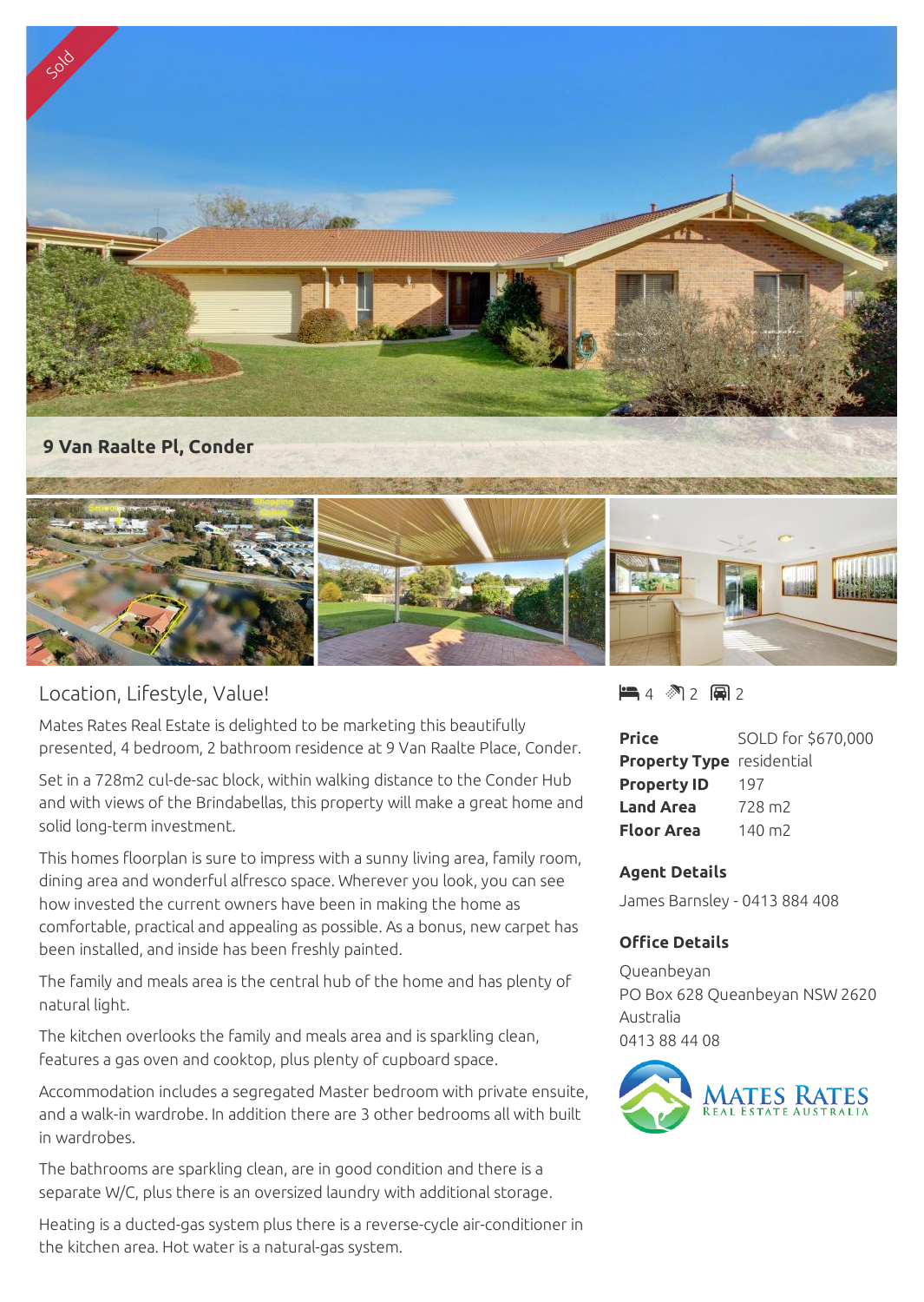Sold

**9 Van Raalte Pl, Conder**

## Location, Lifestyle, Value!

4 bed · 2 bath · 2 car

| | |
|---|---|
| **Price** | SOLD for $670,000 |
| **Property Type** | residential |
| **Property ID** | 197 |
| **Land Area** | 728 m2 |
| **Floor Area** | 140 m2 |

### Agent Details

James Barnsley - 0413 884 408

### Office Details

Queanbeyan
PO Box 628 Queanbeyan NSW 2620
Australia
0413 88 44 08

Mates Rates Real Estate Australia

Mates Rates Real Estate is delighted to be marketing this beautifully presented, 4 bedroom, 2 bathroom residence at 9 Van Raalte Place, Conder.

Set in a 728m2 cul-de-sac block, within walking distance to the Conder Hub and with views of the Brindabellas, this property will make a great home and solid long-term investment.

This homes floorplan is sure to impress with a sunny living area, family room, dining area and wonderful alfresco space. Wherever you look, you can see how invested the current owners have been in making the home as comfortable, practical and appealing as possible. As a bonus, new carpet has been installed, and inside has been freshly painted.

The family and meals area is the central hub of the home and has plenty of natural light.

The kitchen overlooks the family and meals area and is sparkling clean, features a gas oven and cooktop, plus plenty of cupboard space.

Accommodation includes a segregated Master bedroom with private ensuite, and a walk-in wardrobe. In addition there are 3 other bedrooms all with built in wardrobes.

The bathrooms are sparkling clean, are in good condition and there is a separate W/C, plus there is an oversized laundry with additional storage.

Heating is a ducted-gas system plus there is a reverse-cycle air-conditioner in the kitchen area. Hot water is a natural-gas system.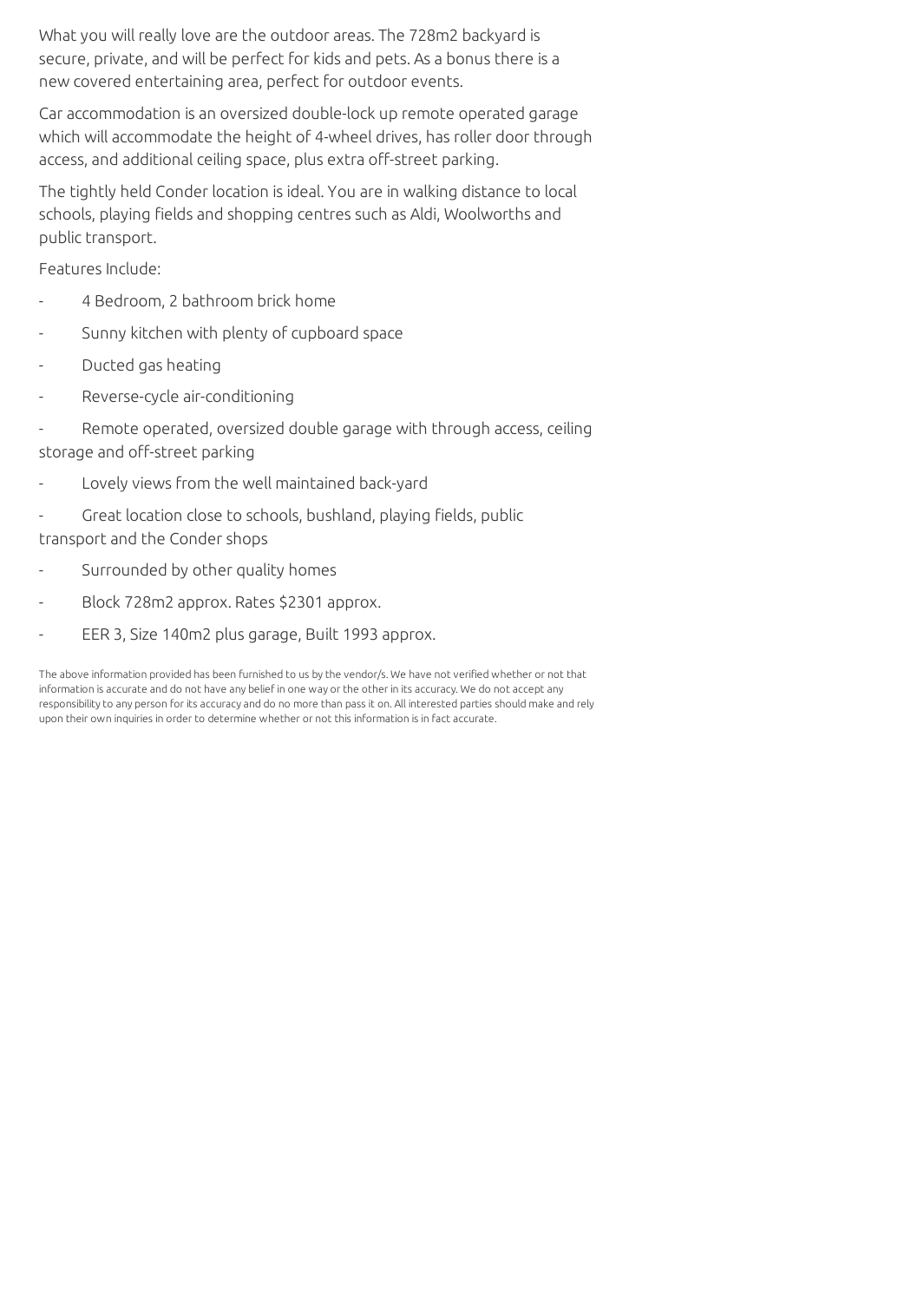What you will really love are the outdoor areas. The 728m2 backyard is secure, private, and will be perfect for kids and pets. As a bonus there is a new covered entertaining area, perfect for outdoor events.

Car accommodation is an oversized double-lock up remote operated garage which will accommodate the height of 4-wheel drives, has roller door through access, and additional ceiling space, plus extra off-street parking.

The tightly held Conder location is ideal. You are in walking distance to local schools, playing fields and shopping centres such as Aldi, Woolworths and public transport.

Features Include:

- 4 Bedroom, 2 bathroom brick home
- Sunny kitchen with plenty of cupboard space
- Ducted gas heating
- Reverse-cycle air-conditioning
- Remote operated, oversized double garage with through access, ceiling storage and off-street parking
- Lovely views from the well maintained back-yard
- Great location close to schools, bushland, playing fields, public transport and the Conder shops
- Surrounded by other quality homes
- Block 728m2 approx. Rates $2301 approx.
- EER 3, Size 140m2 plus garage, Built 1993 approx.

The above information provided has been furnished to us by the vendor/s. We have not verified whether or not that information is accurate and do not have any belief in one way or the other in its accuracy. We do not accept any responsibility to any person for its accuracy and do no more than pass it on. All interested parties should make and rely upon their own inquiries in order to determine whether or not this information is in fact accurate.